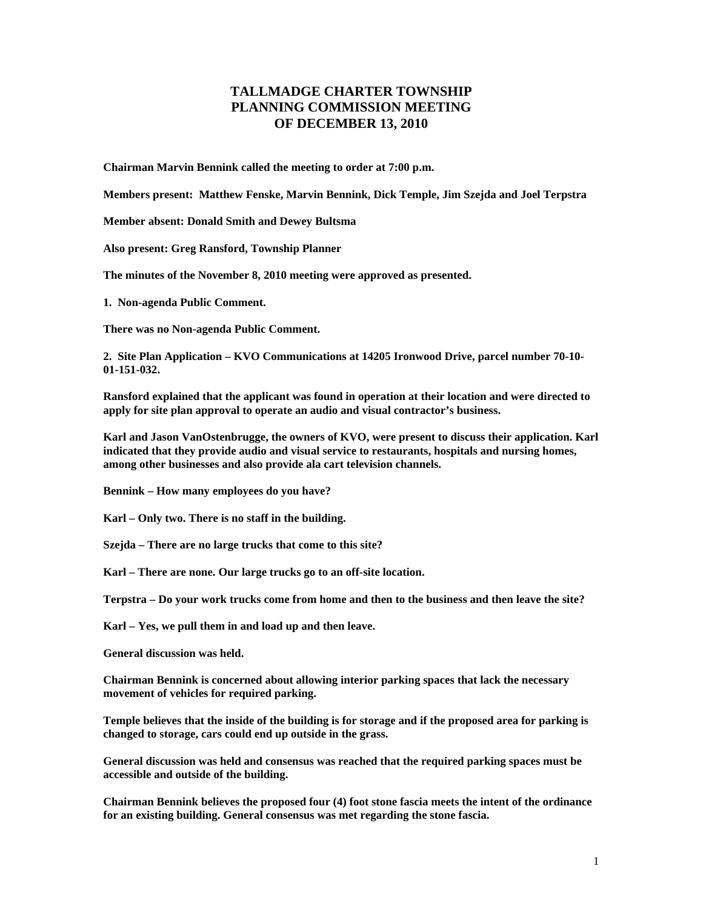# TALLMADGE CHARTER TOWNSHIP
# PLANNING COMMISSION MEETING
# OF DECEMBER 13, 2010

**Chairman Marvin Bennink called the meeting to order at 7:00 p.m.**

**Members present: Matthew Fenske, Marvin Bennink, Dick Temple, Jim Szejda and Joel Terpstra**

**Member absent: Donald Smith and Dewey Bultsma**

**Also present: Greg Ransford, Township Planner**

**The minutes of the November 8, 2010 meeting were approved as presented.**

**1. Non-agenda Public Comment.**

**There was no Non-agenda Public Comment.**

**2. Site Plan Application – KVO Communications at 14205 Ironwood Drive, parcel number 70-10-01-151-032.**

**Ransford explained that the applicant was found in operation at their location and were directed to apply for site plan approval to operate an audio and visual contractor's business.**

**Karl and Jason VanOstenbrugge, the owners of KVO, were present to discuss their application. Karl indicated that they provide audio and visual service to restaurants, hospitals and nursing homes, among other businesses and also provide ala cart television channels.**

**Bennink – How many employees do you have?**

**Karl – Only two. There is no staff in the building.**

**Szejda – There are no large trucks that come to this site?**

**Karl – There are none. Our large trucks go to an off-site location.**

**Terpstra – Do your work trucks come from home and then to the business and then leave the site?**

**Karl – Yes, we pull them in and load up and then leave.**

**General discussion was held.**

**Chairman Bennink is concerned about allowing interior parking spaces that lack the necessary movement of vehicles for required parking.**

**Temple believes that the inside of the building is for storage and if the proposed area for parking is changed to storage, cars could end up outside in the grass.**

**General discussion was held and consensus was reached that the required parking spaces must be accessible and outside of the building.**

**Chairman Bennink believes the proposed four (4) foot stone fascia meets the intent of the ordinance for an existing building. General consensus was met regarding the stone fascia.**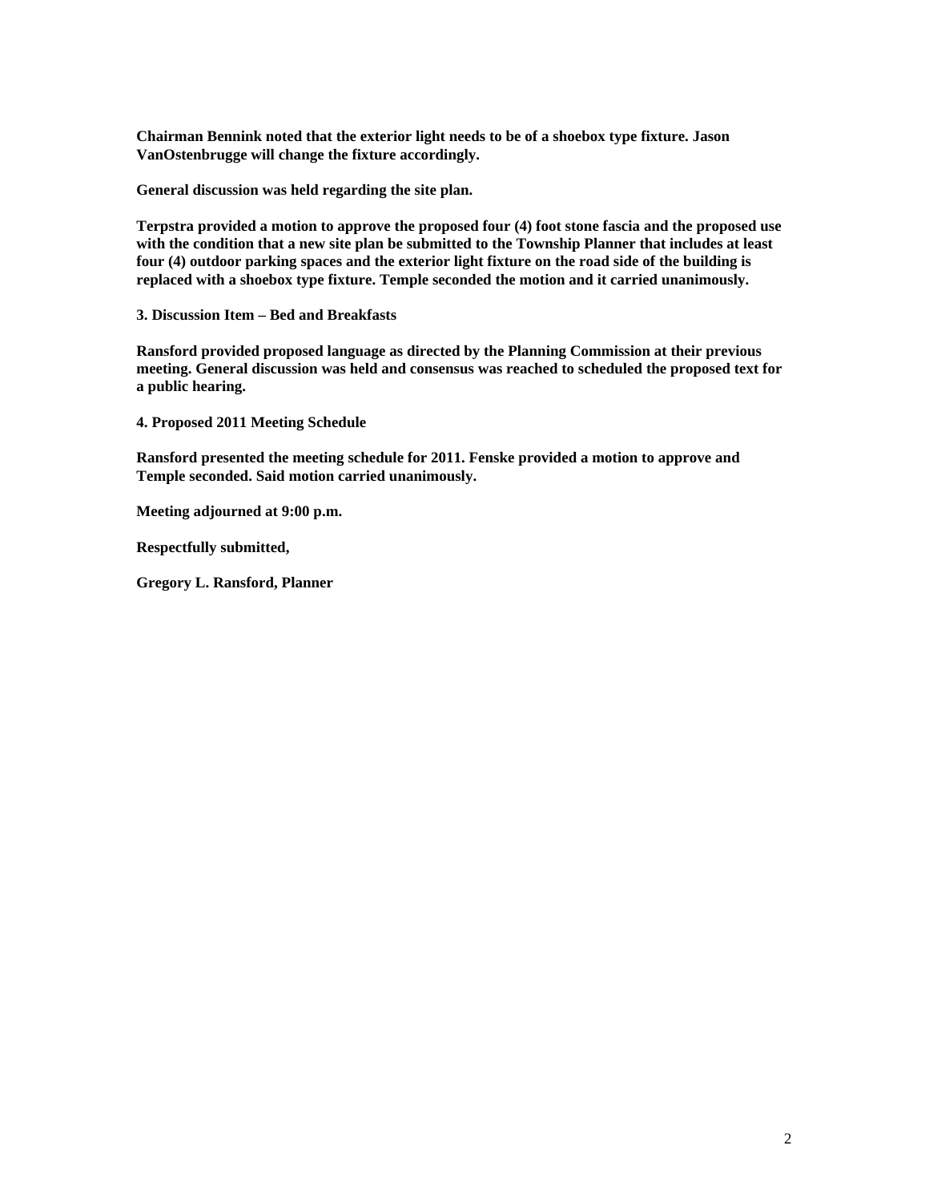**Chairman Bennink noted that the exterior light needs to be of a shoebox type fixture. Jason VanOstenbrugge will change the fixture accordingly.**

**General discussion was held regarding the site plan.**

**Terpstra provided a motion to approve the proposed four (4) foot stone fascia and the proposed use with the condition that a new site plan be submitted to the Township Planner that includes at least four (4) outdoor parking spaces and the exterior light fixture on the road side of the building is replaced with a shoebox type fixture. Temple seconded the motion and it carried unanimously.**

**3. Discussion Item – Bed and Breakfasts**

**Ransford provided proposed language as directed by the Planning Commission at their previous meeting. General discussion was held and consensus was reached to scheduled the proposed text for a public hearing.**

**4. Proposed 2011 Meeting Schedule**

**Ransford presented the meeting schedule for 2011. Fenske provided a motion to approve and Temple seconded. Said motion carried unanimously.**

**Meeting adjourned at 9:00 p.m.**

**Respectfully submitted,**

**Gregory L. Ransford, Planner**